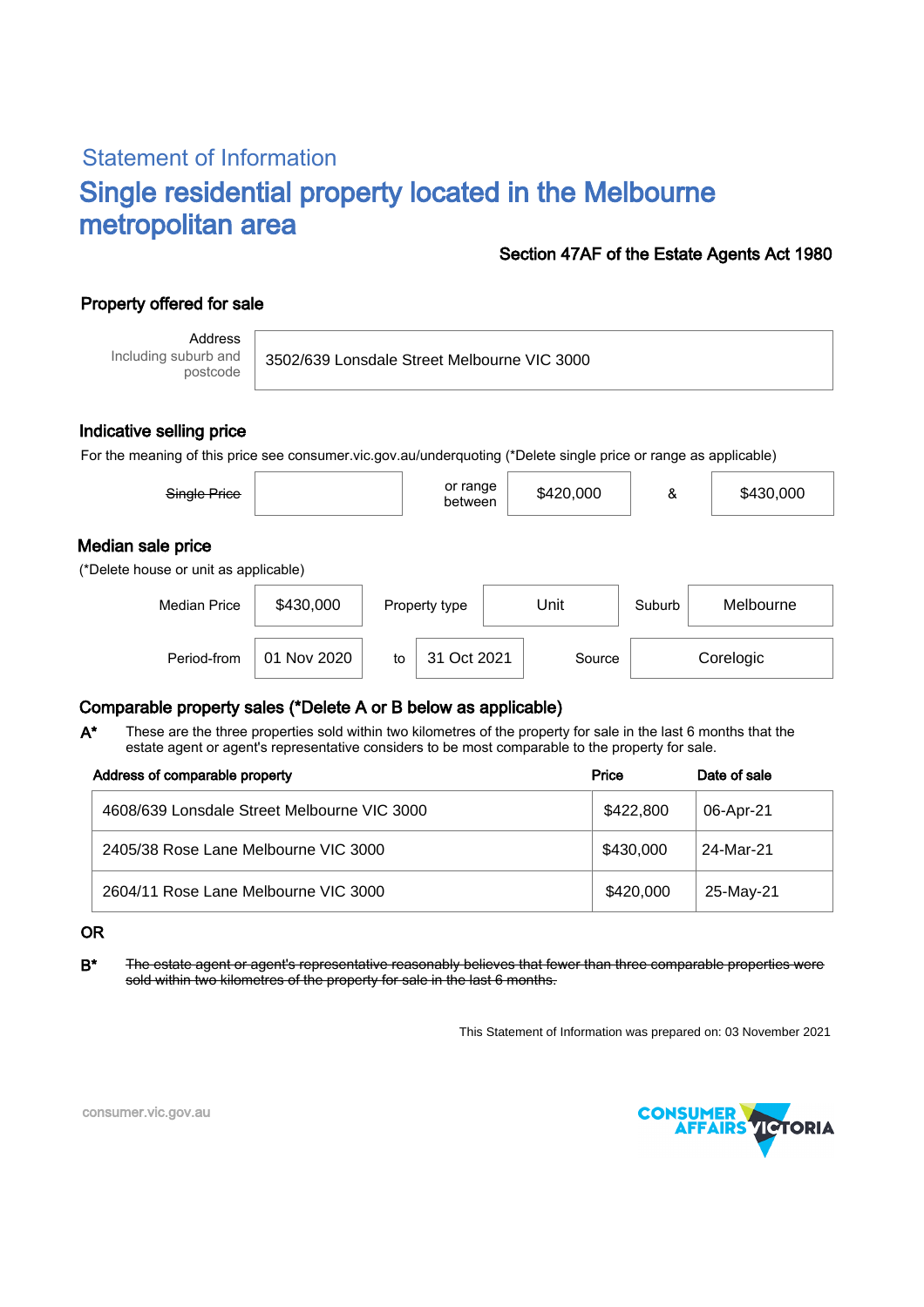## Statement of Information

# Single residential property located in the Melbourne metropolitan area

**Section 47AF of the Estate Agents Act 1980**

### Property offered for sale

| Address Including suburb and postcode | 3502/639 Lonsdale Street Melbourne VIC 3000 |
|---|---|

### Indicative selling price

For the meaning of this price see consumer.vic.gov.au/underquoting (*Delete single price or range as applicable)

| ~~Single Price~~ | | or range between | $420,000 | & | $430,000 |
|---|---|---|---|---|---|

### Median sale price

(*Delete house or unit as applicable)

| Median Price | $430,000 | Property type | Unit | Suburb | Melbourne |
|---|---|---|---|---|---|
| Period-from | 01 Nov 2020 | to | 31 Oct 2021 | Source | Corelogic |

### Comparable property sales (*Delete A or B below as applicable)

**A*** These are the three properties sold within two kilometres of the property for sale in the last 6 months that the estate agent or agent's representative considers to be most comparable to the property for sale.

| Address of comparable property | Price | Date of sale |
|---|---|---|
| 4608/639 Lonsdale Street Melbourne VIC 3000 | $422,800 | 06-Apr-21 |
| 2405/38 Rose Lane Melbourne VIC 3000 | $430,000 | 24-Mar-21 |
| 2604/11 Rose Lane Melbourne VIC 3000 | $420,000 | 25-May-21 |

OR

**B*** ~~The estate agent or agent's representative reasonably believes that fewer than three comparable properties were sold within two kilometres of the property for sale in the last 6 months.~~

This Statement of Information was prepared on: 03 November 2021

consumer.vic.gov.au

CONSUMER AFFAIRS VICTORIA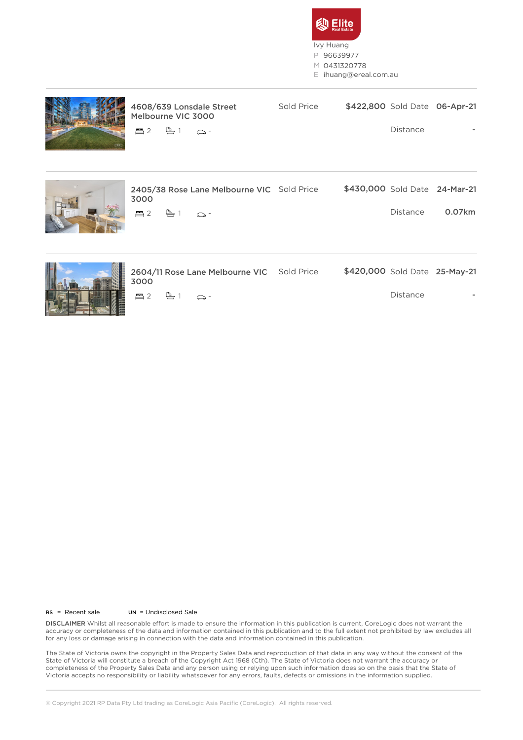Elite Real Estate

Ivy Huang
P 96639977
M 0431320778
E ihuang@ereal.com.au

| | | | | |
|---|---|---|---|---|
| **4608/639 Lonsdale Street Melbourne VIC 3000**<br>2 bed, 1 bath, - car | Sold Price | **$422,800** | Sold Date | **06-Apr-21** |
| | | | Distance | - |
| **2405/38 Rose Lane Melbourne VIC 3000**<br>2 bed, 1 bath, - car | Sold Price | **$430,000** | Sold Date | **24-Mar-21** |
| | | | Distance | **0.07km** |
| **2604/11 Rose Lane Melbourne VIC 3000**<br>2 bed, 1 bath, - car | Sold Price | **$420,000** | Sold Date | **25-May-21** |
| | | | Distance | - |

**RS** = Recent sale **UN** = Undisclosed Sale

**DISCLAIMER** Whilst all reasonable effort is made to ensure the information in this publication is current, CoreLogic does not warrant the accuracy or completeness of the data and information contained in this publication and to the full extent not prohibited by law excludes all for any loss or damage arising in connection with the data and information contained in this publication.

The State of Victoria owns the copyright in the Property Sales Data and reproduction of that data in any way without the consent of the State of Victoria will constitute a breach of the Copyright Act 1968 (Cth). The State of Victoria does not warrant the accuracy or completeness of the Property Sales Data and any person using or relying upon such information does so on the basis that the State of Victoria accepts no responsibility or liability whatsoever for any errors, faults, defects or omissions in the information supplied.

© Copyright 2021 RP Data Pty Ltd trading as CoreLogic Asia Pacific (CoreLogic). All rights reserved.